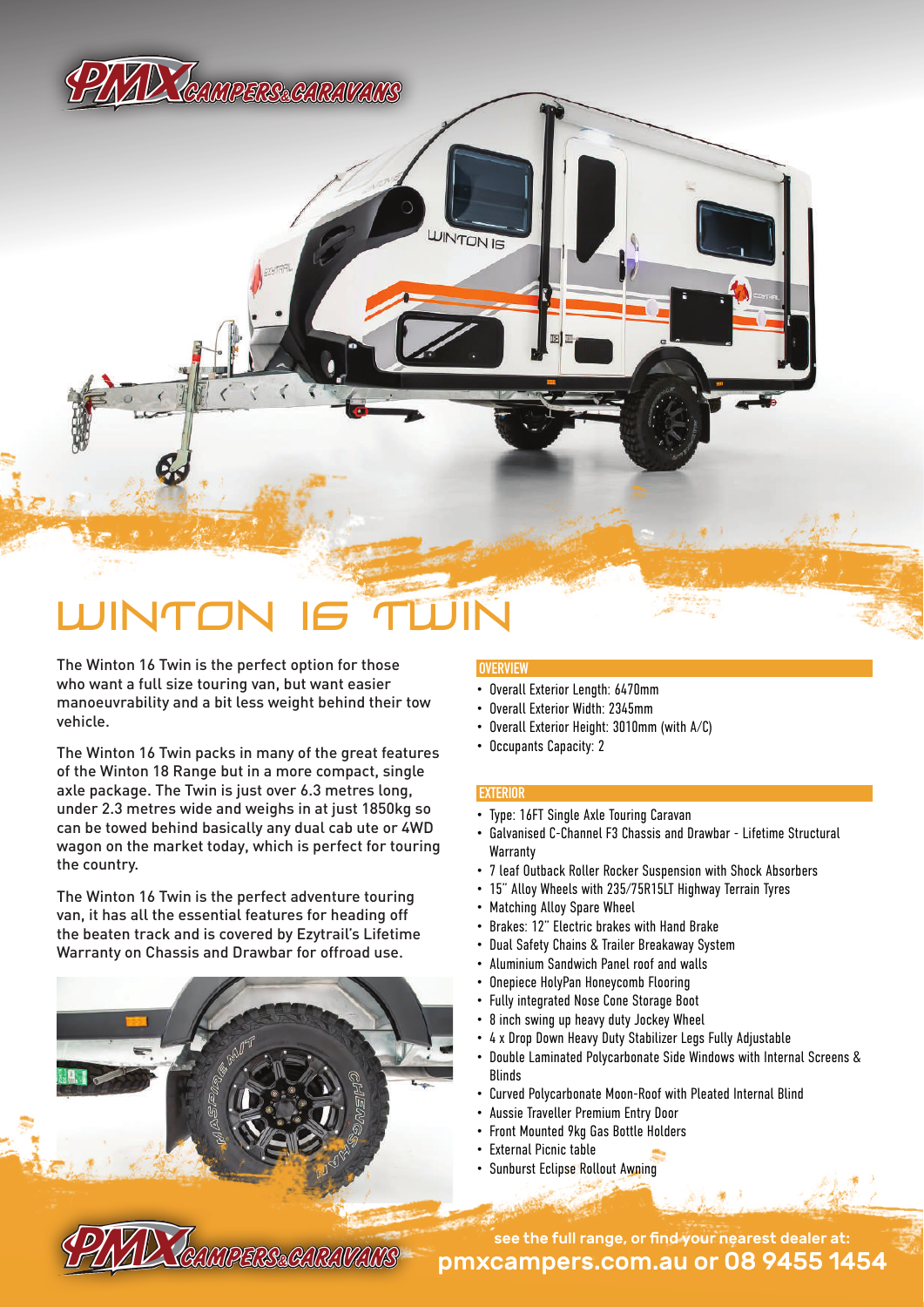# WINTON 16 TWIN

The Winton 16 Twin is the perfect option for those who want a full size touring van, but want easier manoeuvrability and a bit less weight behind their tow vehicle.

The Winton 16 Twin packs in many of the great features of the Winton 18 Range but in a more compact, single axle package. The Twin is just over 6.3 metres long, under 2.3 metres wide and weighs in at just 1850kg so can be towed behind basically any dual cab ute or 4WD wagon on the market today, which is perfect for touring the country.

The Winton 16 Twin is the perfect adventure touring van, it has all the essential features for heading off the beaten track and is covered by Ezytrail's Lifetime Warranty on Chassis and Drawbar for offroad use.

## OVERVIEW

- Overall Exterior Length: 6470mm
- Overall Exterior Width: 2345mm
- Overall Exterior Height: 3010mm (with A/C)
- Occupants Capacity: 2

## EXTERIOR

- Type: 16FT Single Axle Touring Caravan
- Galvanised C-Channel F3 Chassis and Drawbar - Lifetime Structural Warranty
- 7 leaf Outback Roller Rocker Suspension with Shock Absorbers
- 15" Alloy Wheels with 235/75R15LT Highway Terrain Tyres
- Matching Alloy Spare Wheel
- Brakes: 12" Electric brakes with Hand Brake
- Dual Safety Chains & Trailer Breakaway System
- Aluminium Sandwich Panel roof and walls
- Onepiece HolyPan Honeycomb Flooring
- Fully integrated Nose Cone Storage Boot
- 8 inch swing up heavy duty Jockey Wheel
- 4 x Drop Down Heavy Duty Stabilizer Legs Fully Adjustable
- Double Laminated Polycarbonate Side Windows with Internal Screens & Blinds
- Curved Polycarbonate Moon-Roof with Pleated Internal Blind
- Aussie Traveller Premium Entry Door
- Front Mounted 9kg Gas Bottle Holders
- External Picnic table
- Sunburst Eclipse Rollout Awning

see the full range, or find your nearest dealer at:
**pmxcampers.com.au or 08 9455 1454**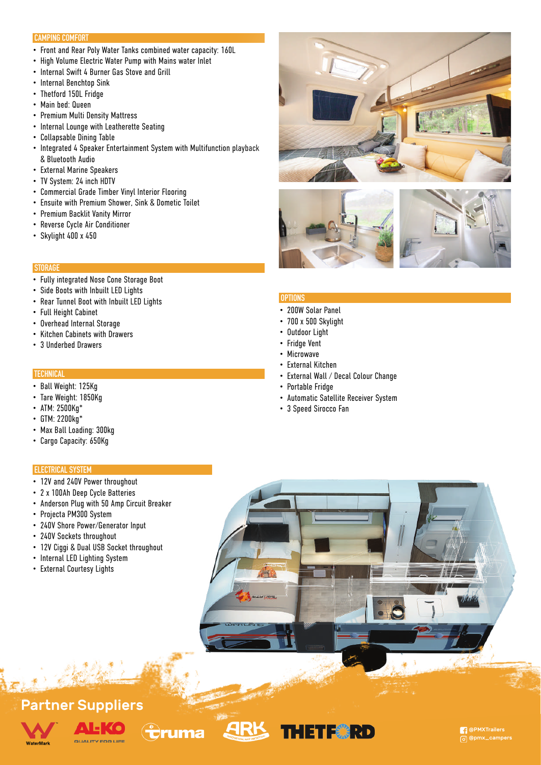## CAMPING COMFORT

- Front and Rear Poly Water Tanks combined water capacity: 160L
- High Volume Electric Water Pump with Mains water Inlet
- Internal Swift 4 Burner Gas Stove and Grill
- Internal Benchtop Sink
- Thetford 150L Fridge
- Main bed: Queen
- Premium Multi Density Mattress
- Internal Lounge with Leatherette Seating
- Collapsable Dining Table
- Integrated 4 Speaker Entertainment System with Multifunction playback & Bluetooth Audio
- External Marine Speakers
- TV System: 24 inch HDTV
- Commercial Grade Timber Vinyl Interior Flooring
- Ensuite with Premium Shower, Sink & Dometic Toilet
- Premium Backlit Vanity Mirror
- Reverse Cycle Air Conditioner
- Skylight 400 x 450

## STORAGE

- Fully integrated Nose Cone Storage Boot
- Side Boots with Inbuilt LED Lights
- Rear Tunnel Boot with Inbuilt LED Lights
- Full Height Cabinet
- Overhead Internal Storage
- Kitchen Cabinets with Drawers
- 3 Underbed Drawers

## TECHNICAL

- Ball Weight: 125Kg
- Tare Weight: 1850Kg
- ATM: 2500Kg*
- GTM: 2200kg*
- Max Ball Loading: 300kg
- Cargo Capacity: 650Kg

## ELECTRICAL SYSTEM

- 12V and 240V Power throughout
- 2 x 100Ah Deep Cycle Batteries
- Anderson Plug with 50 Amp Circuit Breaker
- Projecta PM300 System
- 240V Shore Power/Generator Input
- 240V Sockets throughout
- 12V Ciggi & Dual USB Socket throughout
- Internal LED Lighting System
- External Courtesy Lights

## OPTIONS

- 200W Solar Panel
- 700 x 500 Skylight
- Outdoor Light
- Fridge Vent
- Microwave
- External Kitchen
- External Wall / Decal Colour Change
- Portable Fridge
- Automatic Satellite Receiver System
- 3 Speed Sirocco Fan

## Partner Suppliers

WaterMark AL-KO truma ARK THETFORD

@PMXTrailers
@pmx_campers